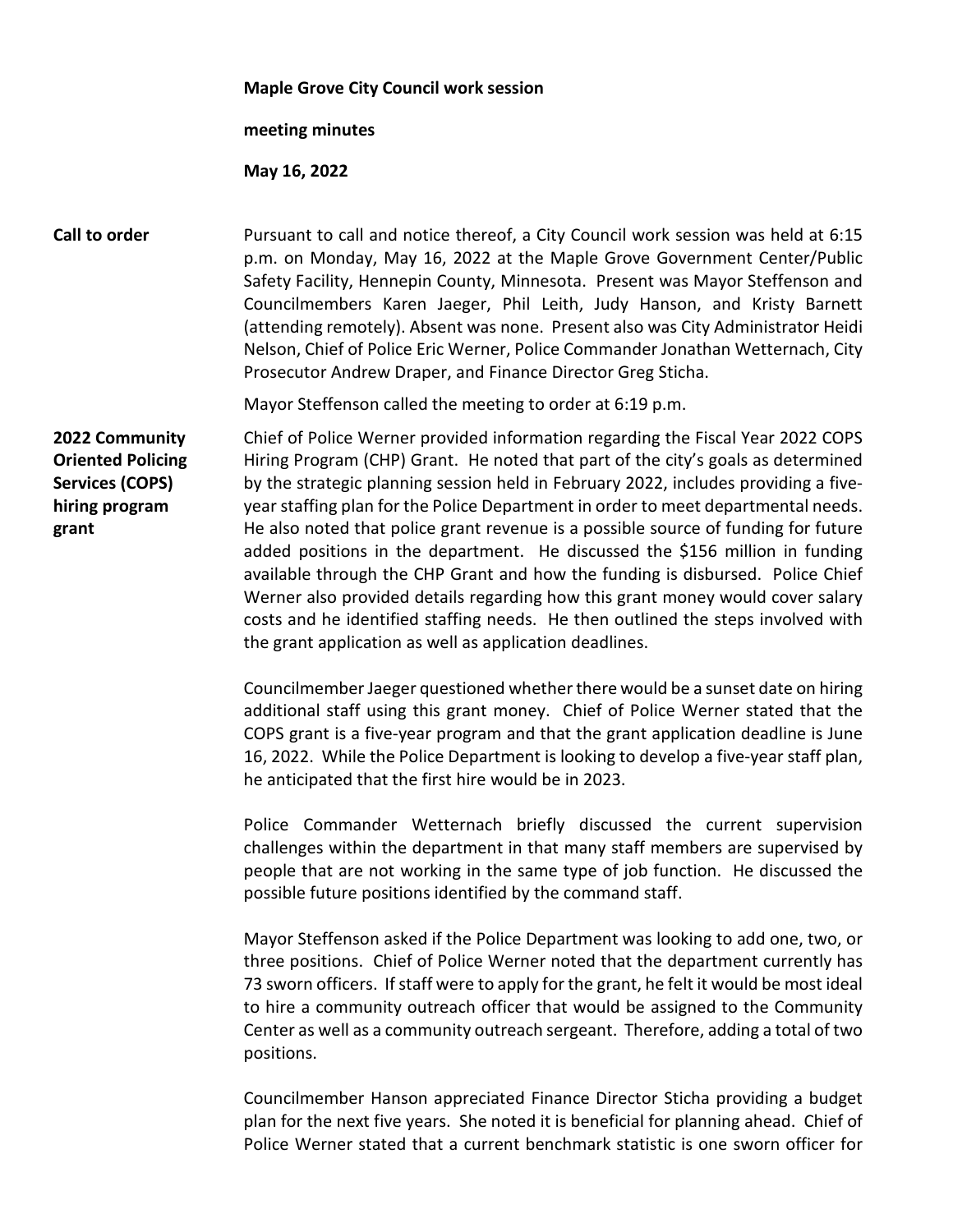**Maple Grove City Council work session**

**meeting minutes**

**May 16, 2022**

**Call to order**

Pursuant to call and notice thereof, a City Council work session was held at 6:15 p.m. on Monday, May 16, 2022 at the Maple Grove Government Center/Public Safety Facility, Hennepin County, Minnesota. Present was Mayor Steffenson and Councilmembers Karen Jaeger, Phil Leith, Judy Hanson, and Kristy Barnett (attending remotely). Absent was none. Present also was City Administrator Heidi Nelson, Chief of Police Eric Werner, Police Commander Jonathan Wetternach, City Prosecutor Andrew Draper, and Finance Director Greg Sticha.

Mayor Steffenson called the meeting to order at 6:19 p.m.

**2022 Community Oriented Policing Services (COPS) hiring program grant**

Chief of Police Werner provided information regarding the Fiscal Year 2022 COPS Hiring Program (CHP) Grant. He noted that part of the city's goals as determined by the strategic planning session held in February 2022, includes providing a five-year staffing plan for the Police Department in order to meet departmental needs. He also noted that police grant revenue is a possible source of funding for future added positions in the department. He discussed the $156 million in funding available through the CHP Grant and how the funding is disbursed. Police Chief Werner also provided details regarding how this grant money would cover salary costs and he identified staffing needs. He then outlined the steps involved with the grant application as well as application deadlines.

Councilmember Jaeger questioned whether there would be a sunset date on hiring additional staff using this grant money. Chief of Police Werner stated that the COPS grant is a five-year program and that the grant application deadline is June 16, 2022. While the Police Department is looking to develop a five-year staff plan, he anticipated that the first hire would be in 2023.

Police Commander Wetternach briefly discussed the current supervision challenges within the department in that many staff members are supervised by people that are not working in the same type of job function. He discussed the possible future positions identified by the command staff.

Mayor Steffenson asked if the Police Department was looking to add one, two, or three positions. Chief of Police Werner noted that the department currently has 73 sworn officers. If staff were to apply for the grant, he felt it would be most ideal to hire a community outreach officer that would be assigned to the Community Center as well as a community outreach sergeant. Therefore, adding a total of two positions.

Councilmember Hanson appreciated Finance Director Sticha providing a budget plan for the next five years. She noted it is beneficial for planning ahead. Chief of Police Werner stated that a current benchmark statistic is one sworn officer for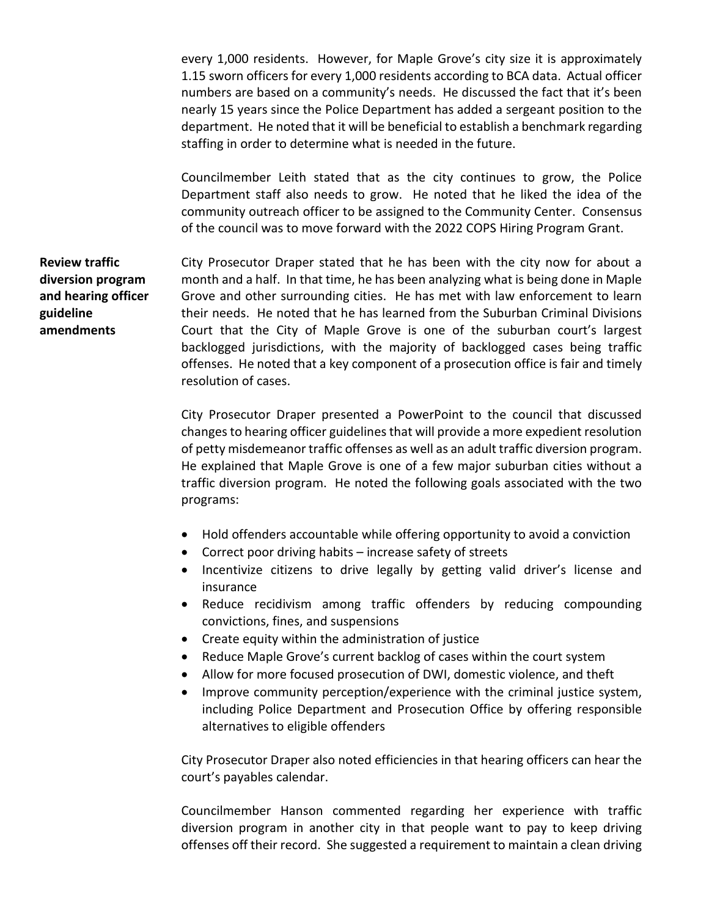every 1,000 residents. However, for Maple Grove's city size it is approximately 1.15 sworn officers for every 1,000 residents according to BCA data. Actual officer numbers are based on a community's needs. He discussed the fact that it's been nearly 15 years since the Police Department has added a sergeant position to the department. He noted that it will be beneficial to establish a benchmark regarding staffing in order to determine what is needed in the future.

Councilmember Leith stated that as the city continues to grow, the Police Department staff also needs to grow. He noted that he liked the idea of the community outreach officer to be assigned to the Community Center. Consensus of the council was to move forward with the 2022 COPS Hiring Program Grant.

**Review traffic diversion program and hearing officer guideline amendments**

City Prosecutor Draper stated that he has been with the city now for about a month and a half. In that time, he has been analyzing what is being done in Maple Grove and other surrounding cities. He has met with law enforcement to learn their needs. He noted that he has learned from the Suburban Criminal Divisions Court that the City of Maple Grove is one of the suburban court's largest backlogged jurisdictions, with the majority of backlogged cases being traffic offenses. He noted that a key component of a prosecution office is fair and timely resolution of cases.

City Prosecutor Draper presented a PowerPoint to the council that discussed changes to hearing officer guidelines that will provide a more expedient resolution of petty misdemeanor traffic offenses as well as an adult traffic diversion program. He explained that Maple Grove is one of a few major suburban cities without a traffic diversion program. He noted the following goals associated with the two programs:

- Hold offenders accountable while offering opportunity to avoid a conviction
- Correct poor driving habits – increase safety of streets
- Incentivize citizens to drive legally by getting valid driver's license and insurance
- Reduce recidivism among traffic offenders by reducing compounding convictions, fines, and suspensions
- Create equity within the administration of justice
- Reduce Maple Grove's current backlog of cases within the court system
- Allow for more focused prosecution of DWI, domestic violence, and theft
- Improve community perception/experience with the criminal justice system, including Police Department and Prosecution Office by offering responsible alternatives to eligible offenders

City Prosecutor Draper also noted efficiencies in that hearing officers can hear the court's payables calendar.

Councilmember Hanson commented regarding her experience with traffic diversion program in another city in that people want to pay to keep driving offenses off their record. She suggested a requirement to maintain a clean driving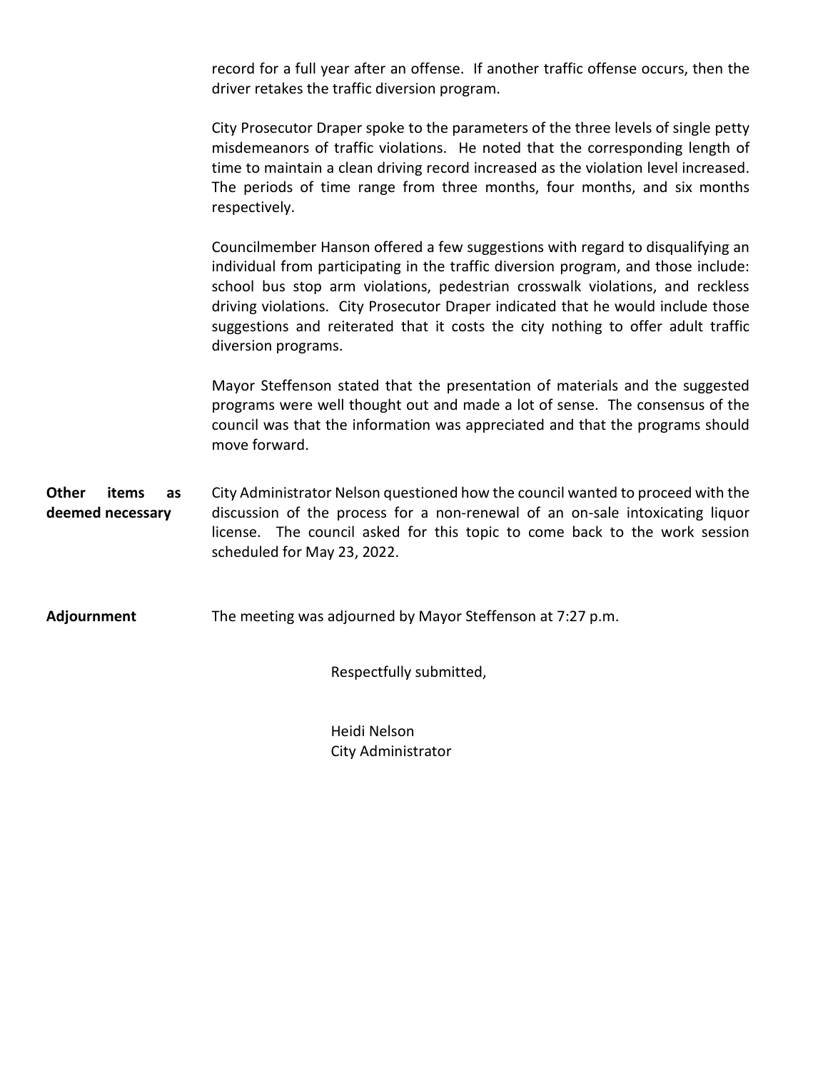record for a full year after an offense. If another traffic offense occurs, then the driver retakes the traffic diversion program.

City Prosecutor Draper spoke to the parameters of the three levels of single petty misdemeanors of traffic violations. He noted that the corresponding length of time to maintain a clean driving record increased as the violation level increased. The periods of time range from three months, four months, and six months respectively.

Councilmember Hanson offered a few suggestions with regard to disqualifying an individual from participating in the traffic diversion program, and those include: school bus stop arm violations, pedestrian crosswalk violations, and reckless driving violations. City Prosecutor Draper indicated that he would include those suggestions and reiterated that it costs the city nothing to offer adult traffic diversion programs.

Mayor Steffenson stated that the presentation of materials and the suggested programs were well thought out and made a lot of sense. The consensus of the council was that the information was appreciated and that the programs should move forward.

**Other items as deemed necessary**

City Administrator Nelson questioned how the council wanted to proceed with the discussion of the process for a non-renewal of an on-sale intoxicating liquor license. The council asked for this topic to come back to the work session scheduled for May 23, 2022.

**Adjournment**

The meeting was adjourned by Mayor Steffenson at 7:27 p.m.

Respectfully submitted,

Heidi Nelson
City Administrator